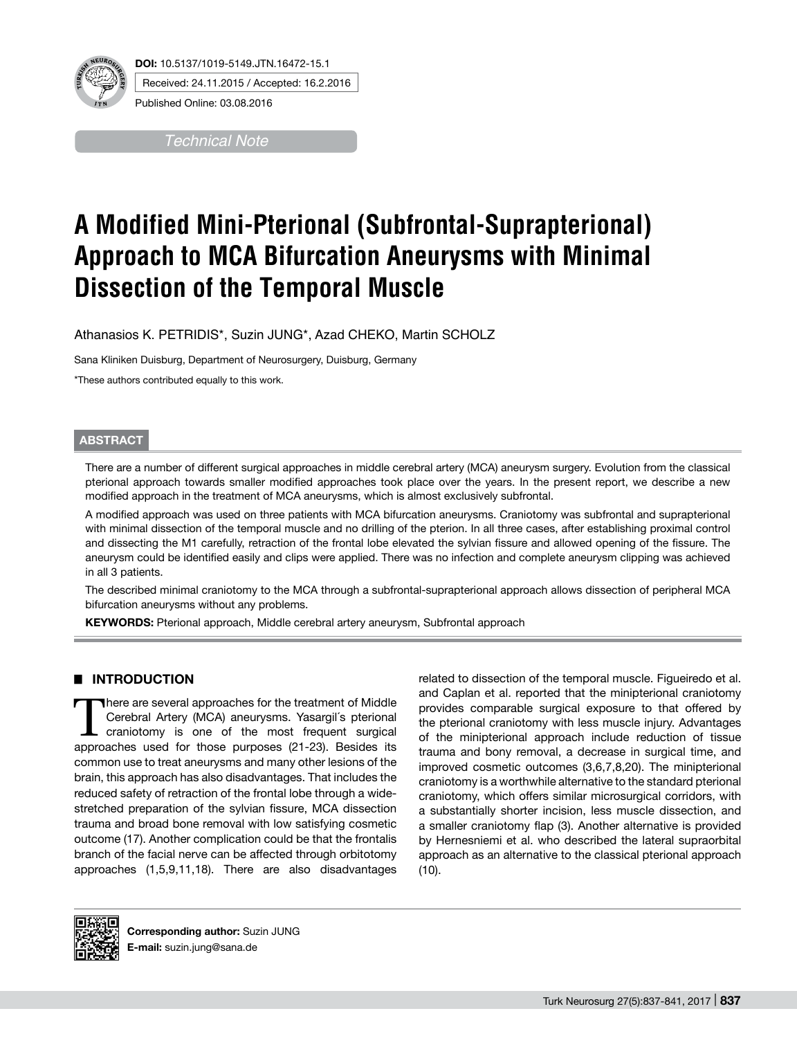DOI: 10.5137/1019-5149.JTN.16472-15.1

Received: 24.11.2015 / Accepted: 16.2.2016

Published Online: 03.08.2016

*Technical Note*

# A Modified Mini-Pterional (Subfrontal-Suprapterional) Approach to MCA Bifurcation Aneurysms with Minimal Dissection of the Temporal Muscle

Athanasios K. PETRIDIS*, Suzin JUNG*, Azad CHEKO, Martin SCHOLZ

Sana Kliniken Duisburg, Department of Neurosurgery, Duisburg, Germany

*These authors contributed equally to this work.

## ABSTRACT

There are a number of different surgical approaches in middle cerebral artery (MCA) aneurysm surgery. Evolution from the classical pterional approach towards smaller modified approaches took place over the years. In the present report, we describe a new modified approach in the treatment of MCA aneurysms, which is almost exclusively subfrontal.

A modified approach was used on three patients with MCA bifurcation aneurysms. Craniotomy was subfrontal and suprapterional with minimal dissection of the temporal muscle and no drilling of the pterion. In all three cases, after establishing proximal control and dissecting the M1 carefully, retraction of the frontal lobe elevated the sylvian fissure and allowed opening of the fissure. The aneurysm could be identified easily and clips were applied. There was no infection and complete aneurysm clipping was achieved in all 3 patients.

The described minimal craniotomy to the MCA through a subfrontal-suprapterional approach allows dissection of peripheral MCA bifurcation aneurysms without any problems.

**KEYWORDS:** Pterional approach, Middle cerebral artery aneurysm, Subfrontal approach

## INTRODUCTION

There are several approaches for the treatment of Middle Cerebral Artery (MCA) aneurysms. Yasargil´s pterional craniotomy is one of the most frequent surgical approaches used for those purposes (21-23). Besides its common use to treat aneurysms and many other lesions of the brain, this approach has also disadvantages. That includes the reduced safety of retraction of the frontal lobe through a wide-stretched preparation of the sylvian fissure, MCA dissection trauma and broad bone removal with low satisfying cosmetic outcome (17). Another complication could be that the frontalis branch of the facial nerve can be affected through orbitotomy approaches (1,5,9,11,18). There are also disadvantages related to dissection of the temporal muscle. Figueiredo et al. and Caplan et al. reported that the minipterional craniotomy provides comparable surgical exposure to that offered by the pterional craniotomy with less muscle injury. Advantages of the minipterional approach include reduction of tissue trauma and bony removal, a decrease in surgical time, and improved cosmetic outcomes (3,6,7,8,20). The minipterional craniotomy is a worthwhile alternative to the standard pterional craniotomy, which offers similar microsurgical corridors, with a substantially shorter incision, less muscle dissection, and a smaller craniotomy flap (3). Another alternative is provided by Hernesniemi et al. who described the lateral supraorbital approach as an alternative to the classical pterional approach (10).

**Corresponding author:** Suzin JUNG
**E-mail:** suzin.jung@sana.de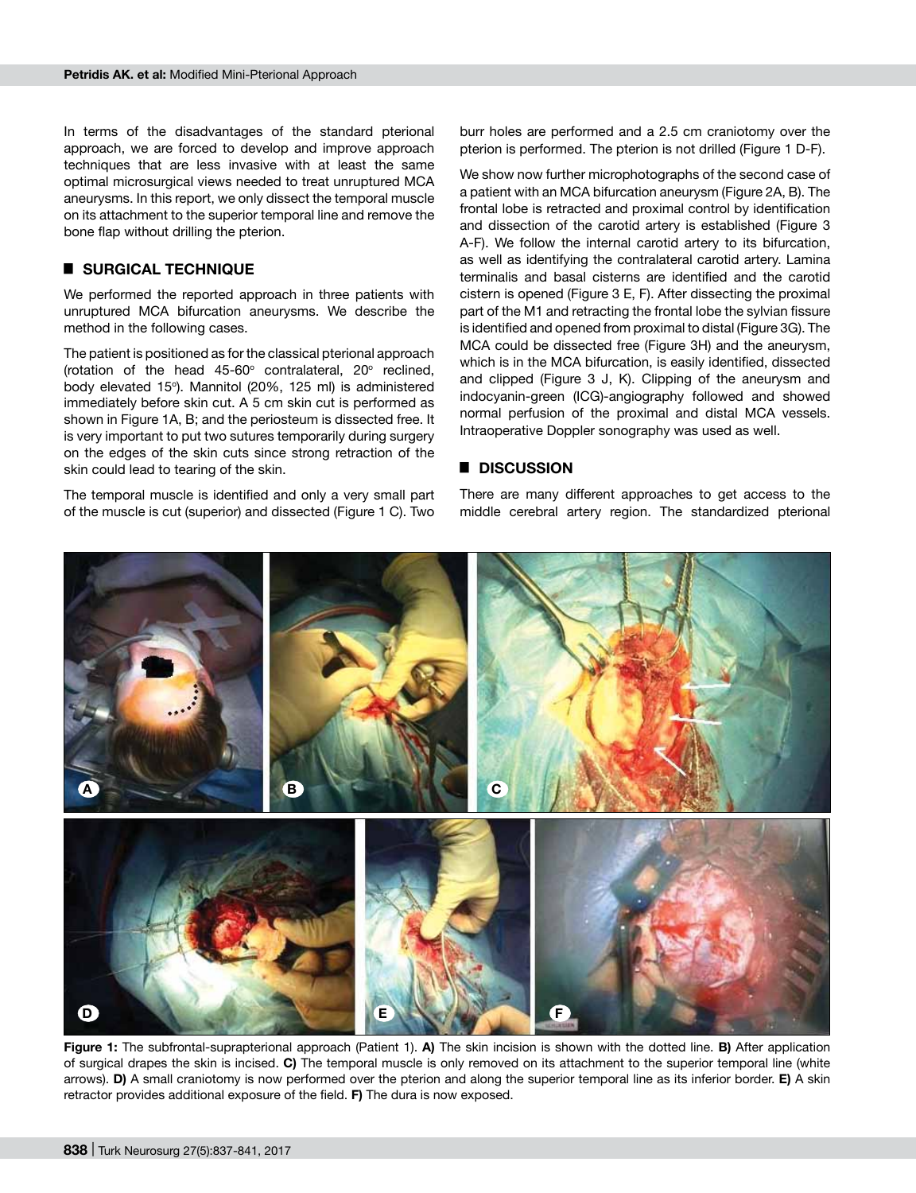In terms of the disadvantages of the standard pterional approach, we are forced to develop and improve approach techniques that are less invasive with at least the same optimal microsurgical views needed to treat unruptured MCA aneurysms. In this report, we only dissect the temporal muscle on its attachment to the superior temporal line and remove the bone flap without drilling the pterion.

## SURGICAL TECHNIQUE

We performed the reported approach in three patients with unruptured MCA bifurcation aneurysms. We describe the method in the following cases.

The patient is positioned as for the classical pterional approach (rotation of the head 45-60° contralateral, 20° reclined, body elevated 15°). Mannitol (20%, 125 ml) is administered immediately before skin cut. A 5 cm skin cut is performed as shown in Figure 1A, B; and the periosteum is dissected free. It is very important to put two sutures temporarily during surgery on the edges of the skin cuts since strong retraction of the skin could lead to tearing of the skin.

The temporal muscle is identified and only a very small part of the muscle is cut (superior) and dissected (Figure 1 C). Two burr holes are performed and a 2.5 cm craniotomy over the pterion is performed. The pterion is not drilled (Figure 1 D-F).

We show now further microphotographs of the second case of a patient with an MCA bifurcation aneurysm (Figure 2A, B). The frontal lobe is retracted and proximal control by identification and dissection of the carotid artery is established (Figure 3 A-F). We follow the internal carotid artery to its bifurcation, as well as identifying the contralateral carotid artery. Lamina terminalis and basal cisterns are identified and the carotid cistern is opened (Figure 3 E, F). After dissecting the proximal part of the M1 and retracting the frontal lobe the sylvian fissure is identified and opened from proximal to distal (Figure 3G). The MCA could be dissected free (Figure 3H) and the aneurysm, which is in the MCA bifurcation, is easily identified, dissected and clipped (Figure 3 J, K). Clipping of the aneurysm and indocyanin-green (ICG)-angiography followed and showed normal perfusion of the proximal and distal MCA vessels. Intraoperative Doppler sonography was used as well.

## DISCUSSION

There are many different approaches to get access to the middle cerebral artery region. The standardized pterional

**Figure 1:** The subfrontal-suprapterional approach (Patient 1). **A)** The skin incision is shown with the dotted line. **B)** After application of surgical drapes the skin is incised. **C)** The temporal muscle is only removed on its attachment to the superior temporal line (white arrows). **D)** A small craniotomy is now performed over the pterion and along the superior temporal line as its inferior border. **E)** A skin retractor provides additional exposure of the field. **F)** The dura is now exposed.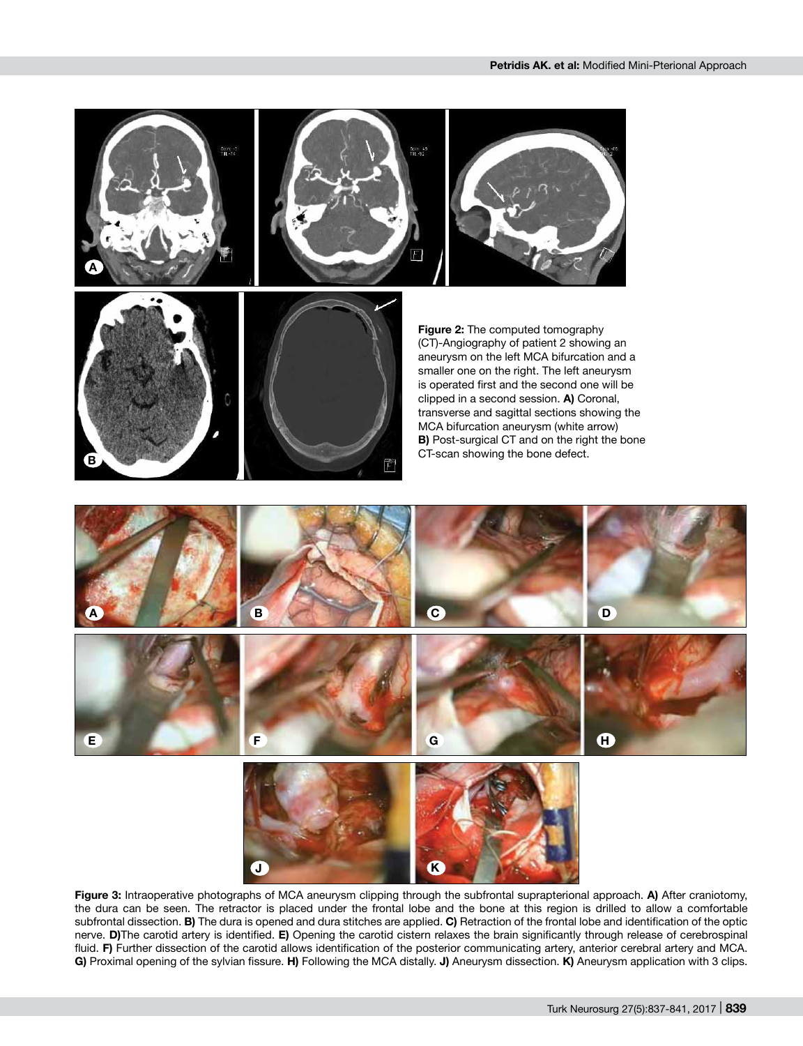**Figure 2:** The computed tomography (CT)-Angiography of patient 2 showing an aneurysm on the left MCA bifurcation and a smaller one on the right. The left aneurysm is operated first and the second one will be clipped in a second session. **A)** Coronal, transverse and sagittal sections showing the MCA bifurcation aneurysm (white arrow) **B)** Post-surgical CT and on the right the bone CT-scan showing the bone defect.

**Figure 3:** Intraoperative photographs of MCA aneurysm clipping through the subfrontal suprapterional approach. **A)** After craniotomy, the dura can be seen. The retractor is placed under the frontal lobe and the bone at this region is drilled to allow a comfortable subfrontal dissection. **B)** The dura is opened and dura stitches are applied. **C)** Retraction of the frontal lobe and identification of the optic nerve. **D)**The carotid artery is identified. **E)** Opening the carotid cistern relaxes the brain significantly through release of cerebrospinal fluid. **F)** Further dissection of the carotid allows identification of the posterior communicating artery, anterior cerebral artery and MCA. **G)** Proximal opening of the sylvian fissure. **H)** Following the MCA distally. **J)** Aneurysm dissection. **K)** Aneurysm application with 3 clips.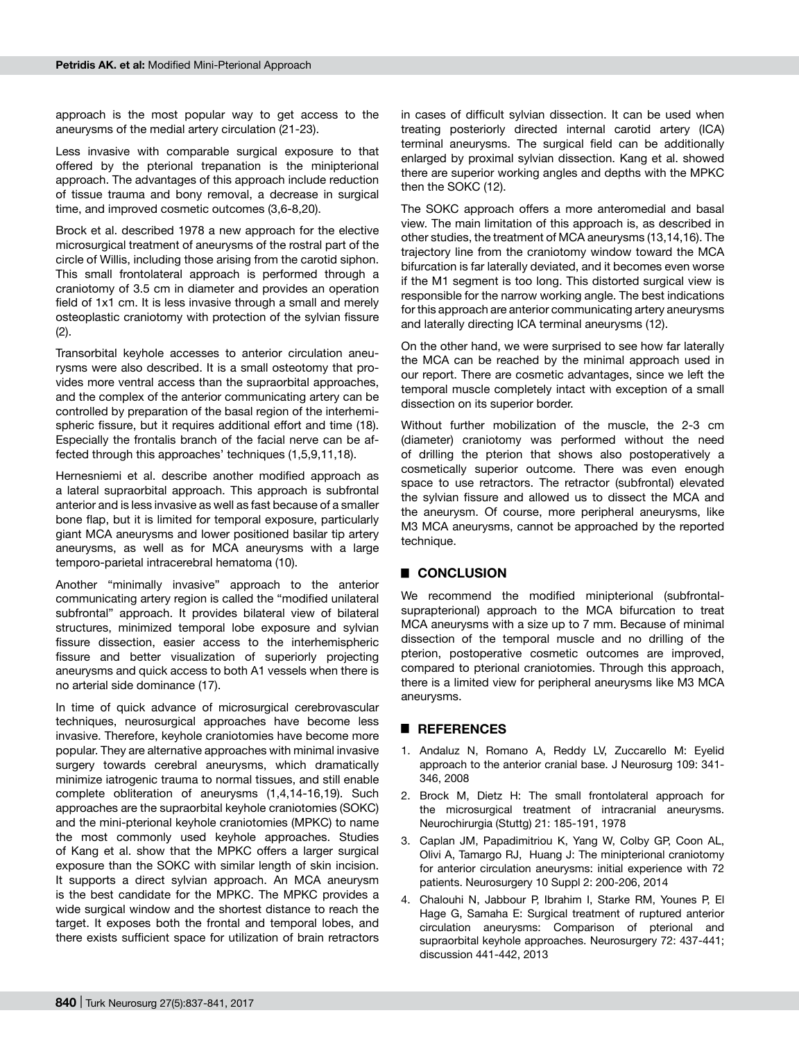approach is the most popular way to get access to the aneurysms of the medial artery circulation (21-23).

Less invasive with comparable surgical exposure to that offered by the pterional trepanation is the minipterional approach. The advantages of this approach include reduction of tissue trauma and bony removal, a decrease in surgical time, and improved cosmetic outcomes (3,6-8,20).

Brock et al. described 1978 a new approach for the elective microsurgical treatment of aneurysms of the rostral part of the circle of Willis, including those arising from the carotid siphon. This small frontolateral approach is performed through a craniotomy of 3.5 cm in diameter and provides an operation field of 1x1 cm. It is less invasive through a small and merely osteoplastic craniotomy with protection of the sylvian fissure (2).

Transorbital keyhole accesses to anterior circulation aneurysms were also described. It is a small osteotomy that provides more ventral access than the supraorbital approaches, and the complex of the anterior communicating artery can be controlled by preparation of the basal region of the interhemispheric fissure, but it requires additional effort and time (18). Especially the frontalis branch of the facial nerve can be affected through this approaches' techniques (1,5,9,11,18).

Hernesniemi et al. describe another modified approach as a lateral supraorbital approach. This approach is subfrontal anterior and is less invasive as well as fast because of a smaller bone flap, but it is limited for temporal exposure, particularly giant MCA aneurysms and lower positioned basilar tip artery aneurysms, as well as for MCA aneurysms with a large temporo-parietal intracerebral hematoma (10).

Another "minimally invasive" approach to the anterior communicating artery region is called the "modified unilateral subfrontal" approach. It provides bilateral view of bilateral structures, minimized temporal lobe exposure and sylvian fissure dissection, easier access to the interhemispheric fissure and better visualization of superiorly projecting aneurysms and quick access to both A1 vessels when there is no arterial side dominance (17).

In time of quick advance of microsurgical cerebrovascular techniques, neurosurgical approaches have become less invasive. Therefore, keyhole craniotomies have become more popular. They are alternative approaches with minimal invasive surgery towards cerebral aneurysms, which dramatically minimize iatrogenic trauma to normal tissues, and still enable complete obliteration of aneurysms (1,4,14-16,19). Such approaches are the supraorbital keyhole craniotomies (SOKC) and the mini-pterional keyhole craniotomies (MPKC) to name the most commonly used keyhole approaches. Studies of Kang et al. show that the MPKC offers a larger surgical exposure than the SOKC with similar length of skin incision. It supports a direct sylvian approach. An MCA aneurysm is the best candidate for the MPKC. The MPKC provides a wide surgical window and the shortest distance to reach the target. It exposes both the frontal and temporal lobes, and there exists sufficient space for utilization of brain retractors in cases of difficult sylvian dissection. It can be used when treating posteriorly directed internal carotid artery (ICA) terminal aneurysms. The surgical field can be additionally enlarged by proximal sylvian dissection. Kang et al. showed there are superior working angles and depths with the MPKC then the SOKC (12).

The SOKC approach offers a more anteromedial and basal view. The main limitation of this approach is, as described in other studies, the treatment of MCA aneurysms (13,14,16). The trajectory line from the craniotomy window toward the MCA bifurcation is far laterally deviated, and it becomes even worse if the M1 segment is too long. This distorted surgical view is responsible for the narrow working angle. The best indications for this approach are anterior communicating artery aneurysms and laterally directing ICA terminal aneurysms (12).

On the other hand, we were surprised to see how far laterally the MCA can be reached by the minimal approach used in our report. There are cosmetic advantages, since we left the temporal muscle completely intact with exception of a small dissection on its superior border.

Without further mobilization of the muscle, the 2-3 cm (diameter) craniotomy was performed without the need of drilling the pterion that shows also postoperatively a cosmetically superior outcome. There was even enough space to use retractors. The retractor (subfrontal) elevated the sylvian fissure and allowed us to dissect the MCA and the aneurysm. Of course, more peripheral aneurysms, like M3 MCA aneurysms, cannot be approached by the reported technique.

## CONCLUSION

We recommend the modified minipterional (subfrontal-suprapterional) approach to the MCA bifurcation to treat MCA aneurysms with a size up to 7 mm. Because of minimal dissection of the temporal muscle and no drilling of the pterion, postoperative cosmetic outcomes are improved, compared to pterional craniotomies. Through this approach, there is a limited view for peripheral aneurysms like M3 MCA aneurysms.

## REFERENCES

1. Andaluz N, Romano A, Reddy LV, Zuccarello M: Eyelid approach to the anterior cranial base. J Neurosurg 109: 341-346, 2008
2. Brock M, Dietz H: The small frontolateral approach for the microsurgical treatment of intracranial aneurysms. Neurochirurgia (Stuttg) 21: 185-191, 1978
3. Caplan JM, Papadimitriou K, Yang W, Colby GP, Coon AL, Olivi A, Tamargo RJ, Huang J: The minipterional craniotomy for anterior circulation aneurysms: initial experience with 72 patients. Neurosurgery 10 Suppl 2: 200-206, 2014
4. Chalouhi N, Jabbour P, Ibrahim I, Starke RM, Younes P, El Hage G, Samaha E: Surgical treatment of ruptured anterior circulation aneurysms: Comparison of pterional and supraorbital keyhole approaches. Neurosurgery 72: 437-441; discussion 441-442, 2013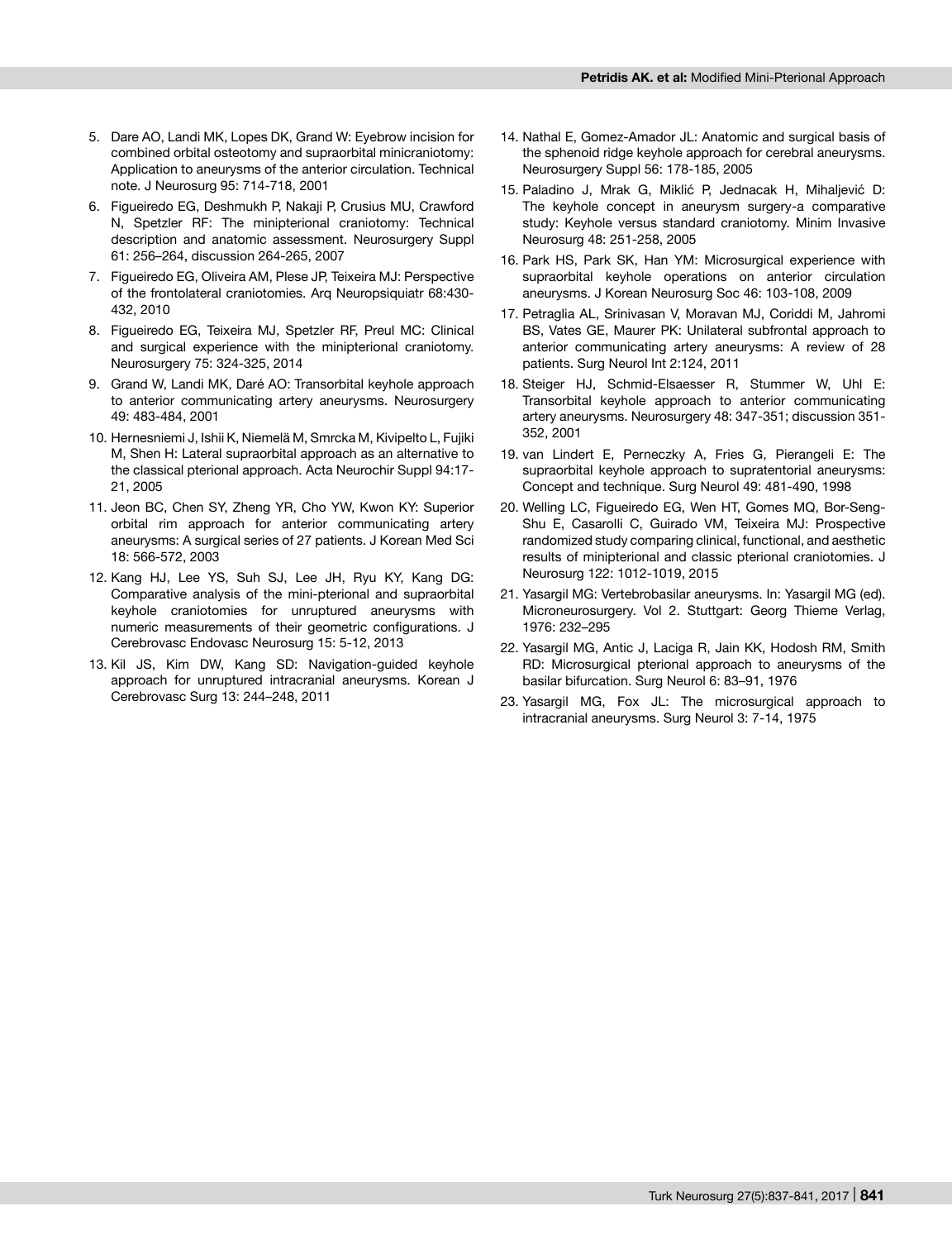5. Dare AO, Landi MK, Lopes DK, Grand W: Eyebrow incision for combined orbital osteotomy and supraorbital minicraniotomy: Application to aneurysms of the anterior circulation. Technical note. J Neurosurg 95: 714-718, 2001
6. Figueiredo EG, Deshmukh P, Nakaji P, Crusius MU, Crawford N, Spetzler RF: The minipterional craniotomy: Technical description and anatomic assessment. Neurosurgery Suppl 61: 256–264, discussion 264-265, 2007
7. Figueiredo EG, Oliveira AM, Plese JP, Teixeira MJ: Perspective of the frontolateral craniotomies. Arq Neuropsiquiatr 68:430-432, 2010
8. Figueiredo EG, Teixeira MJ, Spetzler RF, Preul MC: Clinical and surgical experience with the minipterional craniotomy. Neurosurgery 75: 324-325, 2014
9. Grand W, Landi MK, Daré AO: Transorbital keyhole approach to anterior communicating artery aneurysms. Neurosurgery 49: 483-484, 2001
10. Hernesniemi J, Ishii K, Niemelä M, Smrcka M, Kivipelto L, Fujiki M, Shen H: Lateral supraorbital approach as an alternative to the classical pterional approach. Acta Neurochir Suppl 94:17-21, 2005
11. Jeon BC, Chen SY, Zheng YR, Cho YW, Kwon KY: Superior orbital rim approach for anterior communicating artery aneurysms: A surgical series of 27 patients. J Korean Med Sci 18: 566-572, 2003
12. Kang HJ, Lee YS, Suh SJ, Lee JH, Ryu KY, Kang DG: Comparative analysis of the mini-pterional and supraorbital keyhole craniotomies for unruptured aneurysms with numeric measurements of their geometric configurations. J Cerebrovasc Endovasc Neurosurg 15: 5-12, 2013
13. Kil JS, Kim DW, Kang SD: Navigation-guided keyhole approach for unruptured intracranial aneurysms. Korean J Cerebrovasc Surg 13: 244–248, 2011
14. Nathal E, Gomez-Amador JL: Anatomic and surgical basis of the sphenoid ridge keyhole approach for cerebral aneurysms. Neurosurgery Suppl 56: 178-185, 2005
15. Paladino J, Mrak G, Miklić P, Jednacak H, Mihaljević D: The keyhole concept in aneurysm surgery-a comparative study: Keyhole versus standard craniotomy. Minim Invasive Neurosurg 48: 251-258, 2005
16. Park HS, Park SK, Han YM: Microsurgical experience with supraorbital keyhole operations on anterior circulation aneurysms. J Korean Neurosurg Soc 46: 103-108, 2009
17. Petraglia AL, Srinivasan V, Moravan MJ, Coriddi M, Jahromi BS, Vates GE, Maurer PK: Unilateral subfrontal approach to anterior communicating artery aneurysms: A review of 28 patients. Surg Neurol Int 2:124, 2011
18. Steiger HJ, Schmid-Elsaesser R, Stummer W, Uhl E: Transorbital keyhole approach to anterior communicating artery aneurysms. Neurosurgery 48: 347-351; discussion 351-352, 2001
19. van Lindert E, Perneczky A, Fries G, Pierangeli E: The supraorbital keyhole approach to supratentorial aneurysms: Concept and technique. Surg Neurol 49: 481-490, 1998
20. Welling LC, Figueiredo EG, Wen HT, Gomes MQ, Bor-Seng-Shu E, Casarolli C, Guirado VM, Teixeira MJ: Prospective randomized study comparing clinical, functional, and aesthetic results of minipterional and classic pterional craniotomies. J Neurosurg 122: 1012-1019, 2015
21. Yasargil MG: Vertebrobasilar aneurysms. In: Yasargil MG (ed). Microneurosurgery. Vol 2. Stuttgart: Georg Thieme Verlag, 1976: 232–295
22. Yasargil MG, Antic J, Laciga R, Jain KK, Hodosh RM, Smith RD: Microsurgical pterional approach to aneurysms of the basilar bifurcation. Surg Neurol 6: 83–91, 1976
23. Yasargil MG, Fox JL: The microsurgical approach to intracranial aneurysms. Surg Neurol 3: 7-14, 1975